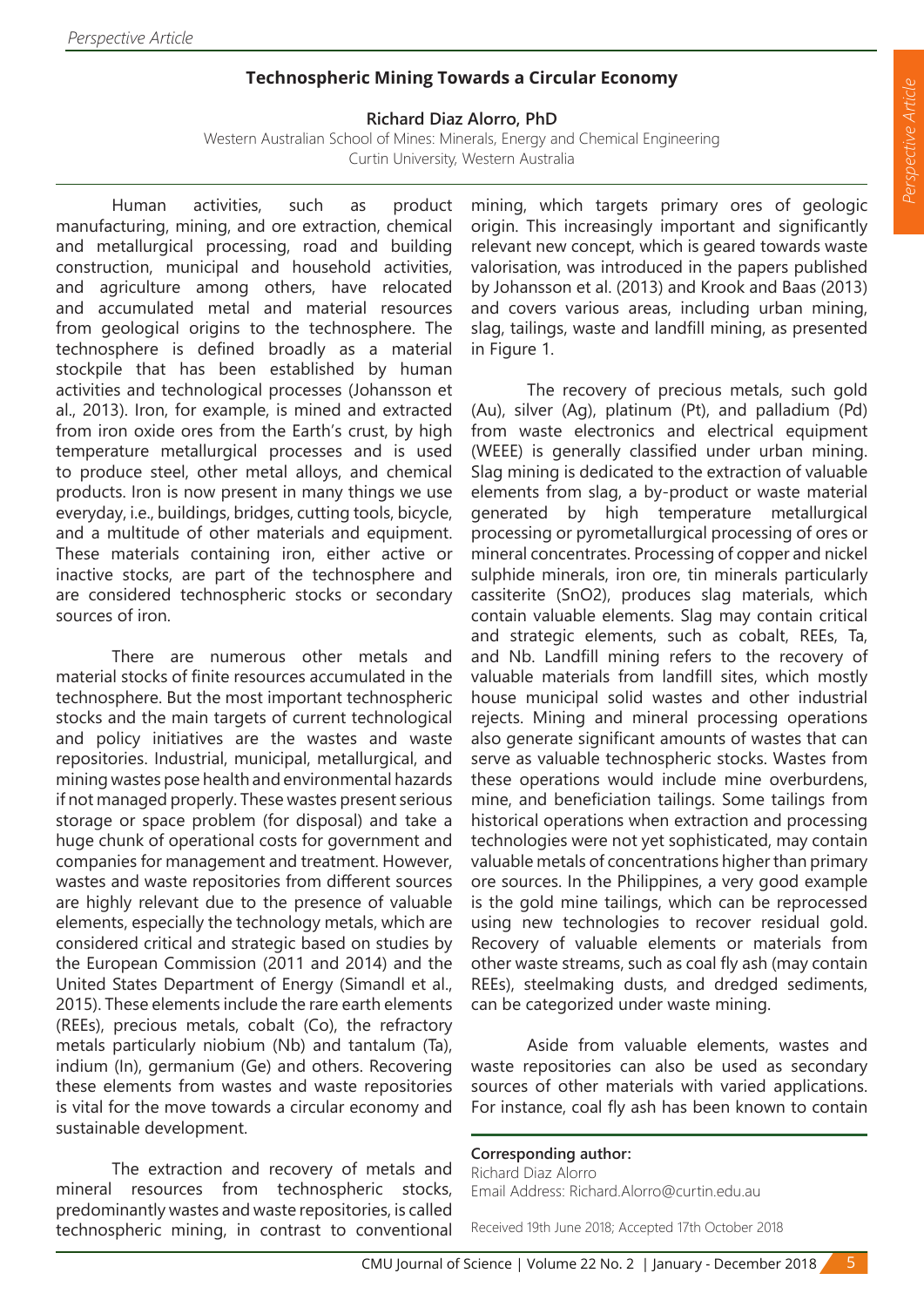*Perspective Article*

## Technospheric Mining Towards a Circular Economy

**Richard Diaz Alorro, PhD**

Western Australian School of Mines: Minerals, Energy and Chemical Engineering
Curtin University, Western Australia

Human activities, such as product manufacturing, mining, and ore extraction, chemical and metallurgical processing, road and building construction, municipal and household activities, and agriculture among others, have relocated and accumulated metal and material resources from geological origins to the technosphere. The technosphere is defined broadly as a material stockpile that has been established by human activities and technological processes (Johansson et al., 2013). Iron, for example, is mined and extracted from iron oxide ores from the Earth's crust, by high temperature metallurgical processes and is used to produce steel, other metal alloys, and chemical products. Iron is now present in many things we use everyday, i.e., buildings, bridges, cutting tools, bicycle, and a multitude of other materials and equipment. These materials containing iron, either active or inactive stocks, are part of the technosphere and are considered technospheric stocks or secondary sources of iron.

There are numerous other metals and material stocks of finite resources accumulated in the technosphere. But the most important technospheric stocks and the main targets of current technological and policy initiatives are the wastes and waste repositories. Industrial, municipal, metallurgical, and mining wastes pose health and environmental hazards if not managed properly. These wastes present serious storage or space problem (for disposal) and take a huge chunk of operational costs for government and companies for management and treatment. However, wastes and waste repositories from different sources are highly relevant due to the presence of valuable elements, especially the technology metals, which are considered critical and strategic based on studies by the European Commission (2011 and 2014) and the United States Department of Energy (Simandl et al., 2015). These elements include the rare earth elements (REEs), precious metals, cobalt (Co), the refractory metals particularly niobium (Nb) and tantalum (Ta), indium (In), germanium (Ge) and others. Recovering these elements from wastes and waste repositories is vital for the move towards a circular economy and sustainable development.

The extraction and recovery of metals and mineral resources from technospheric stocks, predominantly wastes and waste repositories, is called technospheric mining, in contrast to conventional mining, which targets primary ores of geologic origin. This increasingly important and significantly relevant new concept, which is geared towards waste valorisation, was introduced in the papers published by Johansson et al. (2013) and Krook and Baas (2013) and covers various areas, including urban mining, slag, tailings, waste and landfill mining, as presented in Figure 1.

The recovery of precious metals, such gold (Au), silver (Ag), platinum (Pt), and palladium (Pd) from waste electronics and electrical equipment (WEEE) is generally classified under urban mining. Slag mining is dedicated to the extraction of valuable elements from slag, a by-product or waste material generated by high temperature metallurgical processing or pyrometallurgical processing of ores or mineral concentrates. Processing of copper and nickel sulphide minerals, iron ore, tin minerals particularly cassiterite ($SnO_2$), produces slag materials, which contain valuable elements. Slag may contain critical and strategic elements, such as cobalt, REEs, Ta, and Nb. Landfill mining refers to the recovery of valuable materials from landfill sites, which mostly house municipal solid wastes and other industrial rejects. Mining and mineral processing operations also generate significant amounts of wastes that can serve as valuable technospheric stocks. Wastes from these operations would include mine overburdens, mine, and beneficiation tailings. Some tailings from historical operations when extraction and processing technologies were not yet sophisticated, may contain valuable metals of concentrations higher than primary ore sources. In the Philippines, a very good example is the gold mine tailings, which can be reprocessed using new technologies to recover residual gold. Recovery of valuable elements or materials from other waste streams, such as coal fly ash (may contain REEs), steelmaking dusts, and dredged sediments, can be categorized under waste mining.

Aside from valuable elements, wastes and waste repositories can also be used as secondary sources of other materials with varied applications. For instance, coal fly ash has been known to contain

**Corresponding author:**
Richard Diaz Alorro
Email Address: Richard.Alorro@curtin.edu.au

Received 19th June 2018; Accepted 17th October 2018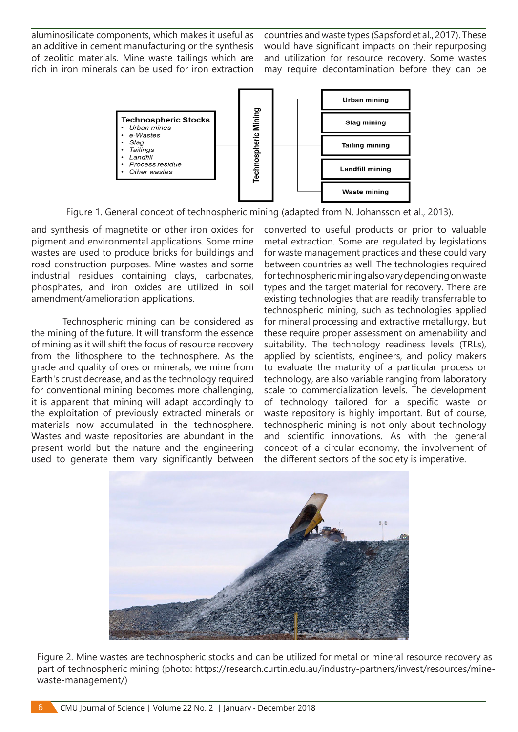aluminosilicate components, which makes it useful as an additive in cement manufacturing or the synthesis of zeolitic materials. Mine waste tailings which are rich in iron minerals can be used for iron extraction and synthesis of magnetite or other iron oxides for pigment and environmental applications. Some mine wastes are used to produce bricks for buildings and road construction purposes. Mine wastes and some industrial residues containing clays, carbonates, phosphates, and iron oxides are utilized in soil amendment/amelioration applications.

Figure 1. General concept of technospheric mining (adapted from N. Johansson et al., 2013).

Technospheric mining can be considered as the mining of the future. It will transform the essence of mining as it will shift the focus of resource recovery from the lithosphere to the technosphere. As the grade and quality of ores or minerals, we mine from Earth's crust decrease, and as the technology required for conventional mining becomes more challenging, it is apparent that mining will adapt accordingly to the exploitation of previously extracted minerals or materials now accumulated in the technosphere. Wastes and waste repositories are abundant in the present world but the nature and the engineering used to generate them vary significantly between countries and waste types (Sapsford et al., 2017). These would have significant impacts on their repurposing and utilization for resource recovery. Some wastes may require decontamination before they can be converted to useful products or prior to valuable metal extraction. Some are regulated by legislations for waste management practices and these could vary between countries as well. The technologies required for technospheric mining also vary depending on waste types and the target material for recovery. There are existing technologies that are readily transferrable to technospheric mining, such as technologies applied for mineral processing and extractive metallurgy, but these require proper assessment on amenability and suitability. The technology readiness levels (TRLs), applied by scientists, engineers, and policy makers to evaluate the maturity of a particular process or technology, are also variable ranging from laboratory scale to commercialization levels. The development of technology tailored for a specific waste or waste repository is highly important. But of course, technospheric mining is not only about technology and scientific innovations. As with the general concept of a circular economy, the involvement of the different sectors of the society is imperative.

Figure 2. Mine wastes are technospheric stocks and can be utilized for metal or mineral resource recovery as part of technospheric mining (photo: https://research.curtin.edu.au/industry-partners/invest/resources/mine-waste-management/)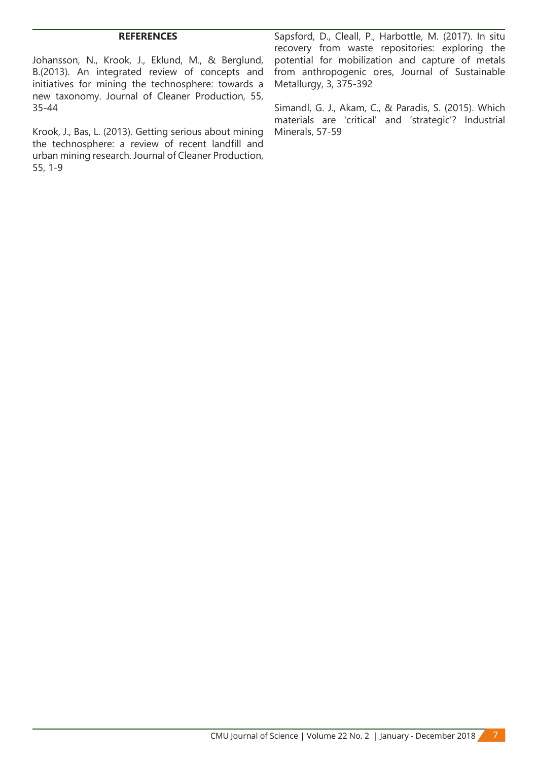## REFERENCES

Johansson, N., Krook, J., Eklund, M., & Berglund, B.(2013). An integrated review of concepts and initiatives for mining the technosphere: towards a new taxonomy. Journal of Cleaner Production, 55, 35-44

Krook, J., Bas, L. (2013). Getting serious about mining the technosphere: a review of recent landfill and urban mining research. Journal of Cleaner Production, 55, 1-9

Sapsford, D., Cleall, P., Harbottle, M. (2017). In situ recovery from waste repositories: exploring the potential for mobilization and capture of metals from anthropogenic ores, Journal of Sustainable Metallurgy, 3, 375-392

Simandl, G. J., Akam, C., & Paradis, S. (2015). Which materials are 'critical' and 'strategic'? Industrial Minerals, 57-59